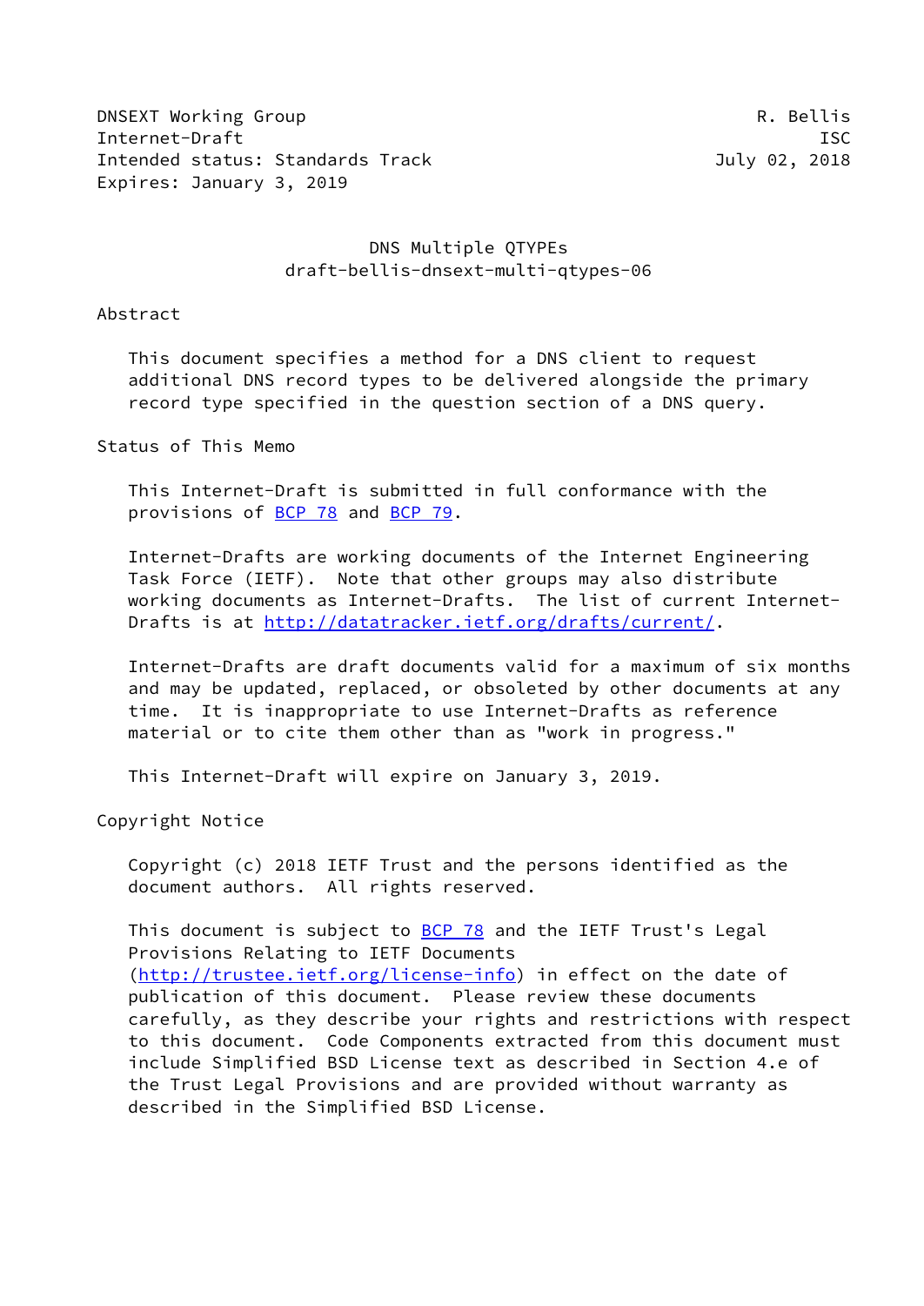DNSEXT Working Group R. Bellis
Internet-Draft ISC
Intended status: Standards Track July 02, 2018
Expires: January 3, 2019

# DNS Multiple QTYPEs
## draft-bellis-dnsext-multi-qtypes-06

## Abstract

This document specifies a method for a DNS client to request additional DNS record types to be delivered alongside the primary record type specified in the question section of a DNS query.

## Status of This Memo

This Internet-Draft is submitted in full conformance with the provisions of BCP 78 and BCP 79.

Internet-Drafts are working documents of the Internet Engineering Task Force (IETF). Note that other groups may also distribute working documents as Internet-Drafts. The list of current Internet-Drafts is at http://datatracker.ietf.org/drafts/current/.

Internet-Drafts are draft documents valid for a maximum of six months and may be updated, replaced, or obsoleted by other documents at any time. It is inappropriate to use Internet-Drafts as reference material or to cite them other than as "work in progress."

This Internet-Draft will expire on January 3, 2019.

## Copyright Notice

Copyright (c) 2018 IETF Trust and the persons identified as the document authors. All rights reserved.

This document is subject to BCP 78 and the IETF Trust's Legal Provisions Relating to IETF Documents (http://trustee.ietf.org/license-info) in effect on the date of publication of this document. Please review these documents carefully, as they describe your rights and restrictions with respect to this document. Code Components extracted from this document must include Simplified BSD License text as described in Section 4.e of the Trust Legal Provisions and are provided without warranty as described in the Simplified BSD License.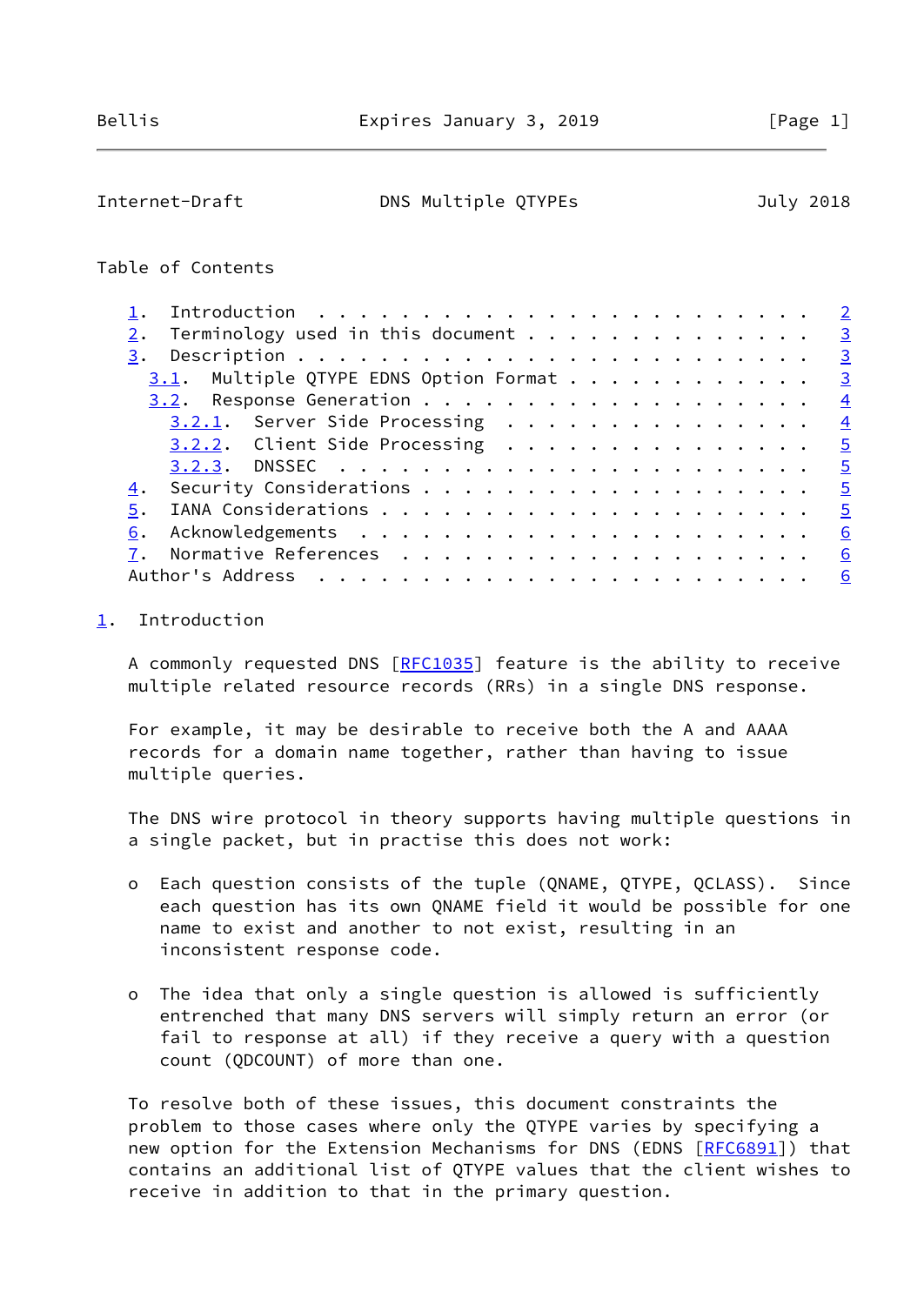Table of Contents

- 1. Introduction . . . . . . . . . . . . . . . . . . . . . . . . 2
- 2. Terminology used in this document . . . . . . . . . . . . . . 3
- 3. Description . . . . . . . . . . . . . . . . . . . . . . . . . 3
  - 3.1. Multiple QTYPE EDNS Option Format . . . . . . . . . . . . 3
  - 3.2. Response Generation . . . . . . . . . . . . . . . . . . . 4
    - 3.2.1. Server Side Processing . . . . . . . . . . . . . . . 4
    - 3.2.2. Client Side Processing . . . . . . . . . . . . . . . 5
    - 3.2.3. DNSSEC . . . . . . . . . . . . . . . . . . . . . . . 5
- 4. Security Considerations . . . . . . . . . . . . . . . . . . . 5
- 5. IANA Considerations . . . . . . . . . . . . . . . . . . . . . 5
- 6. Acknowledgements . . . . . . . . . . . . . . . . . . . . . . 6
- 7. Normative References . . . . . . . . . . . . . . . . . . . . 6
- Author's Address . . . . . . . . . . . . . . . . . . . . . . . . 6

# 1. Introduction

A commonly requested DNS [RFC1035] feature is the ability to receive multiple related resource records (RRs) in a single DNS response.

For example, it may be desirable to receive both the A and AAAA records for a domain name together, rather than having to issue multiple queries.

The DNS wire protocol in theory supports having multiple questions in a single packet, but in practise this does not work:

- Each question consists of the tuple (QNAME, QTYPE, QCLASS). Since each question has its own QNAME field it would be possible for one name to exist and another to not exist, resulting in an inconsistent response code.

- The idea that only a single question is allowed is sufficiently entrenched that many DNS servers will simply return an error (or fail to response at all) if they receive a query with a question count (QDCOUNT) of more than one.

To resolve both of these issues, this document constraints the problem to those cases where only the QTYPE varies by specifying a new option for the Extension Mechanisms for DNS (EDNS [RFC6891]) that contains an additional list of QTYPE values that the client wishes to receive in addition to that in the primary question.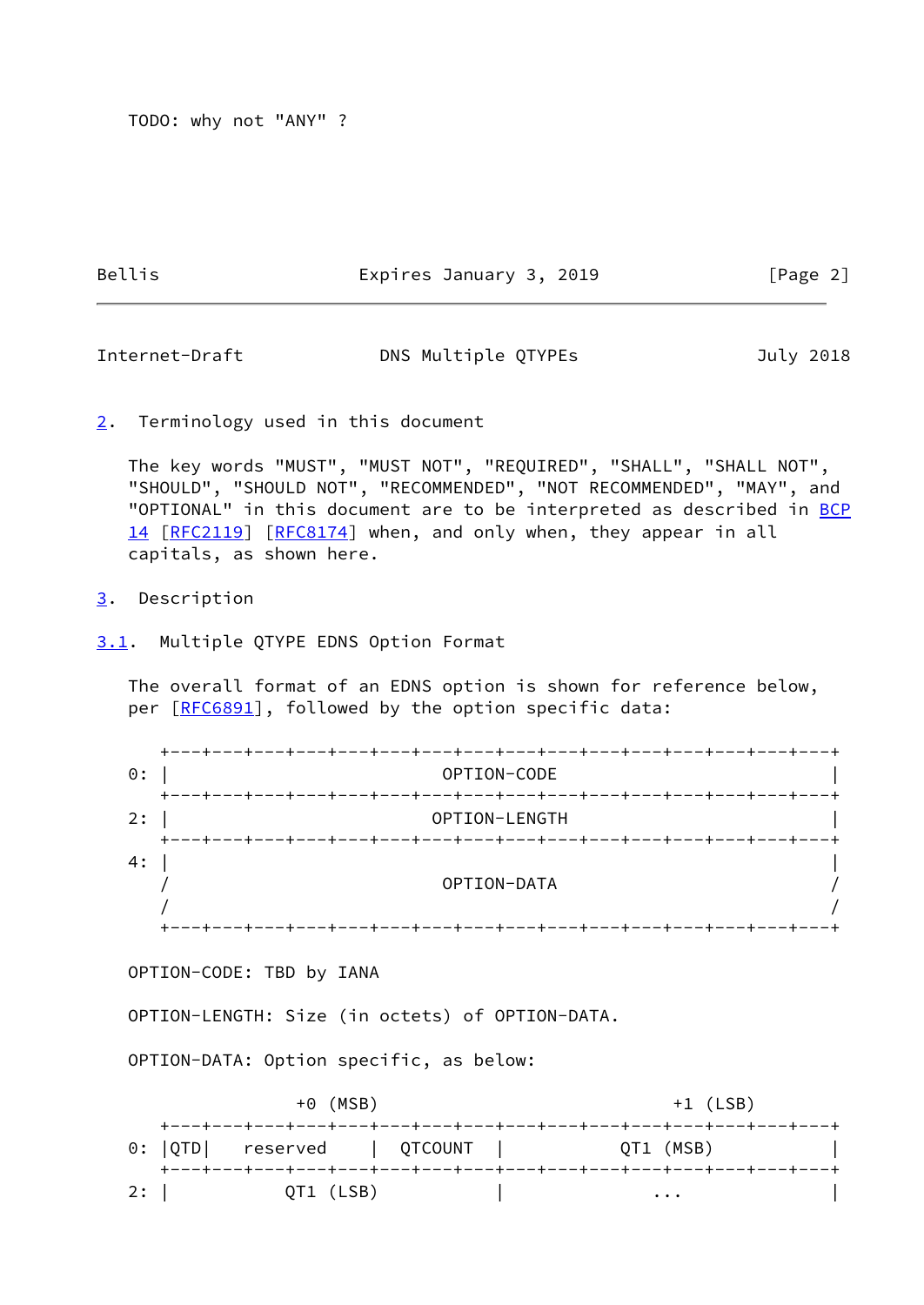TODO: why not "ANY" ?

## 2. Terminology used in this document

The key words "MUST", "MUST NOT", "REQUIRED", "SHALL", "SHALL NOT", "SHOULD", "SHOULD NOT", "RECOMMENDED", "NOT RECOMMENDED", "MAY", and "OPTIONAL" in this document are to be interpreted as described in BCP 14 [RFC2119] [RFC8174] when, and only when, they appear in all capitals, as shown here.

## 3. Description

### 3.1. Multiple QTYPE EDNS Option Format

The overall format of an EDNS option is shown for reference below, per [RFC6891], followed by the option specific data:

```
   +---+---+---+---+---+---+---+---+---+---+---+---+---+---+---+---+
0: |                          OPTION-CODE                          |
   +---+---+---+---+---+---+---+---+---+---+---+---+---+---+---+---+
2: |                         OPTION-LENGTH                         |
   +---+---+---+---+---+---+---+---+---+---+---+---+---+---+---+---+
4: |                                                               |
   /                          OPTION-DATA                          /
   /                                                               /
   +---+---+---+---+---+---+---+---+---+---+---+---+---+---+---+---+
```

OPTION-CODE: TBD by IANA

OPTION-LENGTH: Size (in octets) of OPTION-DATA.

OPTION-DATA: Option specific, as below:

```
                +0 (MSB)                            +1 (LSB)
   +---+---+---+---+---+---+---+---+---+---+---+---+---+---+---+---+
0: |QTD|    reserved   |  QTCOUNT  |            QT1 (MSB)          |
   +---+---+---+---+---+---+---+---+---+---+---+---+---+---+---+---+
2: |           QT1 (LSB)           |              ...              |
```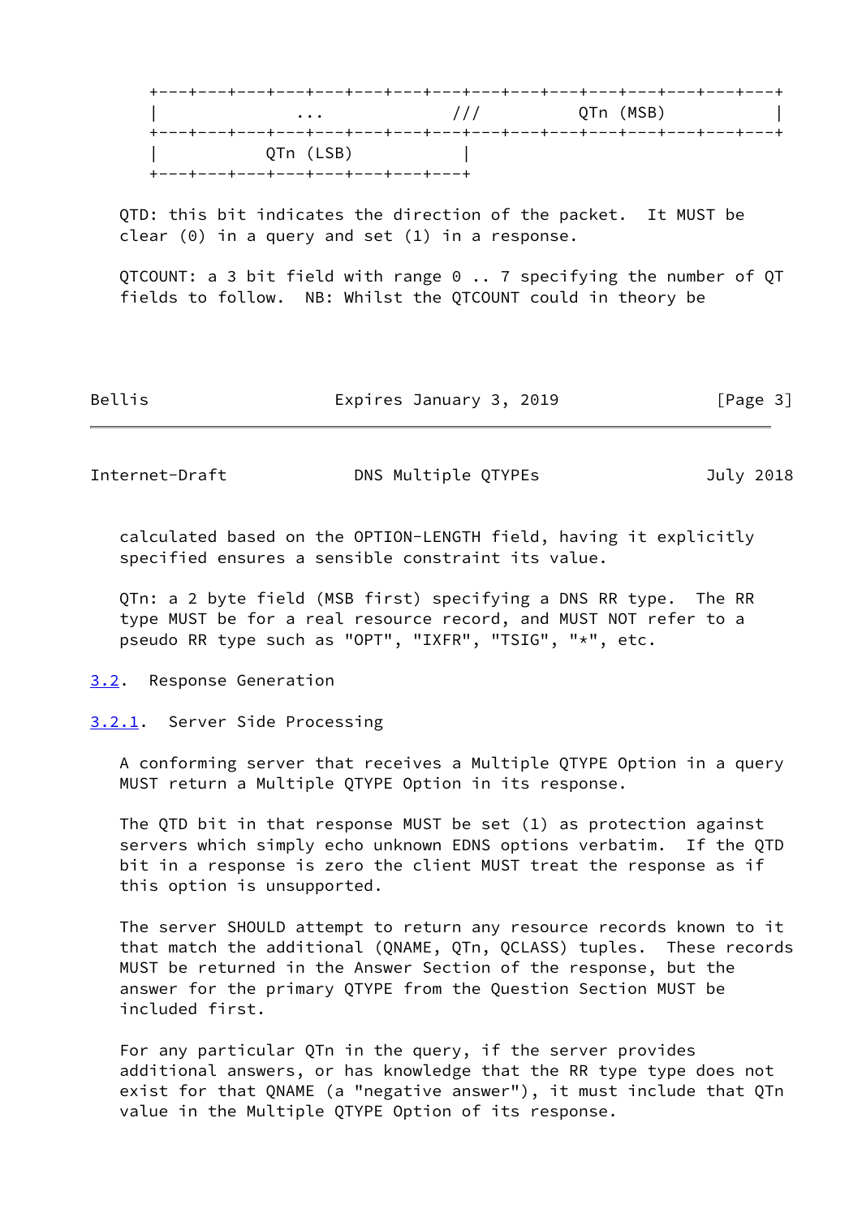```
+---+---+---+---+---+---+---+---+---+---+---+---+---+---+---+---+
|              ...           ///         QTn (MSB)              |
+---+---+---+---+---+---+---+---+---+---+---+---+---+---+---+---+
|           QTn (LSB)           |
+---+---+---+---+---+---+---+---+
```

QTD: this bit indicates the direction of the packet. It MUST be clear (0) in a query and set (1) in a response.

QTCOUNT: a 3 bit field with range 0 .. 7 specifying the number of QT fields to follow. NB: Whilst the QTCOUNT could in theory be calculated based on the OPTION-LENGTH field, having it explicitly specified ensures a sensible constraint its value.

QTn: a 2 byte field (MSB first) specifying a DNS RR type. The RR type MUST be for a real resource record, and MUST NOT refer to a pseudo RR type such as "OPT", "IXFR", "TSIG", "*", etc.

### 3.2. Response Generation

#### 3.2.1. Server Side Processing

A conforming server that receives a Multiple QTYPE Option in a query MUST return a Multiple QTYPE Option in its response.

The QTD bit in that response MUST be set (1) as protection against servers which simply echo unknown EDNS options verbatim. If the QTD bit in a response is zero the client MUST treat the response as if this option is unsupported.

The server SHOULD attempt to return any resource records known to it that match the additional (QNAME, QTn, QCLASS) tuples. These records MUST be returned in the Answer Section of the response, but the answer for the primary QTYPE from the Question Section MUST be included first.

For any particular QTn in the query, if the server provides additional answers, or has knowledge that the RR type does not exist for that QNAME (a "negative answer"), it must include that QTn value in the Multiple QTYPE Option of its response.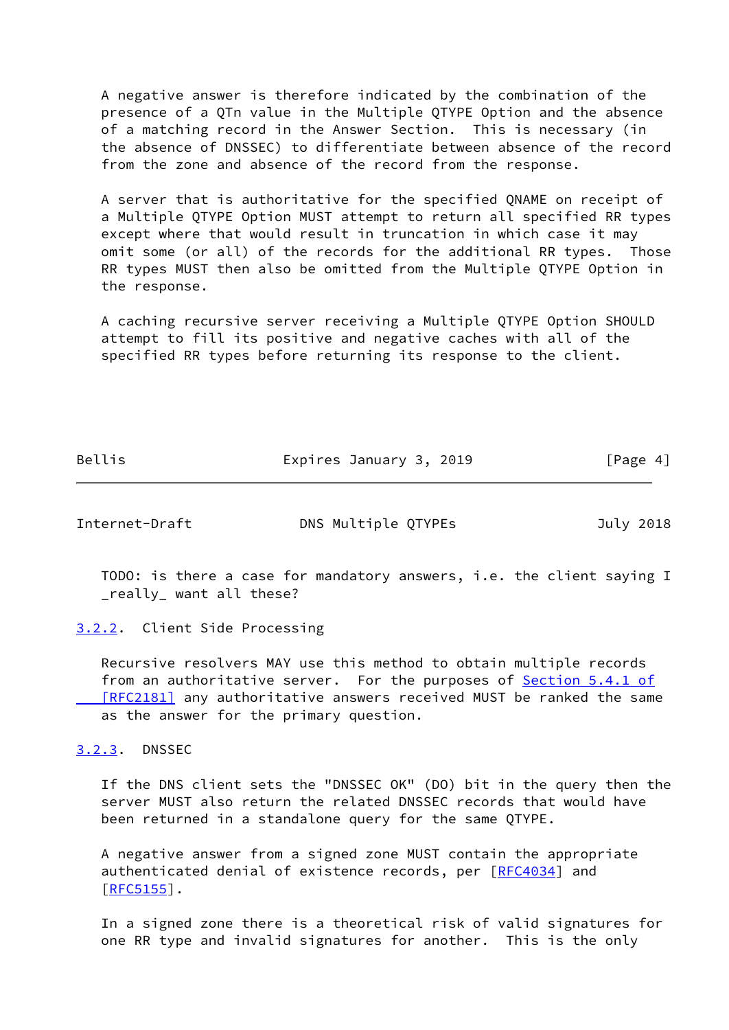A negative answer is therefore indicated by the combination of the presence of a QTn value in the Multiple QTYPE Option and the absence of a matching record in the Answer Section. This is necessary (in the absence of DNSSEC) to differentiate between absence of the record from the zone and absence of the record from the response.

A server that is authoritative for the specified QNAME on receipt of a Multiple QTYPE Option MUST attempt to return all specified RR types except where that would result in truncation in which case it may omit some (or all) of the records for the additional RR types. Those RR types MUST then also be omitted from the Multiple QTYPE Option in the response.

A caching recursive server receiving a Multiple QTYPE Option SHOULD attempt to fill its positive and negative caches with all of the specified RR types before returning its response to the client.

TODO: is there a case for mandatory answers, i.e. the client saying I _really_ want all these?

### 3.2.2. Client Side Processing

Recursive resolvers MAY use this method to obtain multiple records from an authoritative server. For the purposes of Section 5.4.1 of [RFC2181] any authoritative answers received MUST be ranked the same as the answer for the primary question.

### 3.2.3. DNSSEC

If the DNS client sets the "DNSSEC OK" (DO) bit in the query then the server MUST also return the related DNSSEC records that would have been returned in a standalone query for the same QTYPE.

A negative answer from a signed zone MUST contain the appropriate authenticated denial of existence records, per [RFC4034] and [RFC5155].

In a signed zone there is a theoretical risk of valid signatures for one RR type and invalid signatures for another. This is the only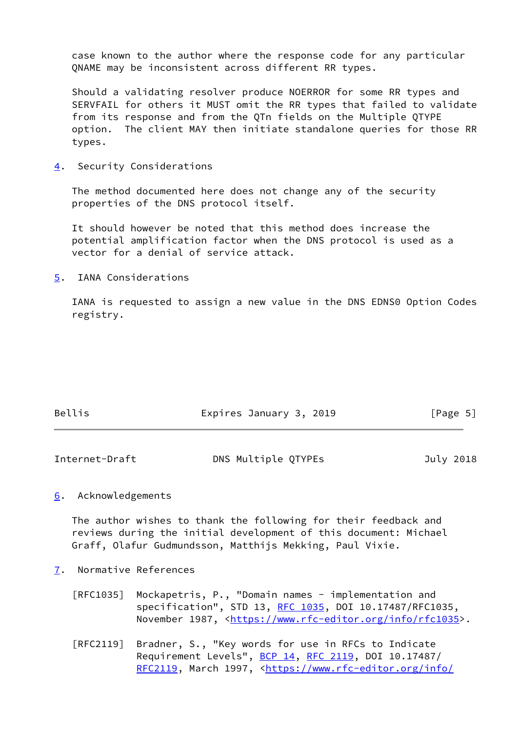case known to the author where the response code for any particular QNAME may be inconsistent across different RR types.

Should a validating resolver produce NOERROR for some RR types and SERVFAIL for others it MUST omit the RR types that failed to validate from its response and from the QTn fields on the Multiple QTYPE option. The client MAY then initiate standalone queries for those RR types.

## 4. Security Considerations

The method documented here does not change any of the security properties of the DNS protocol itself.

It should however be noted that this method does increase the potential amplification factor when the DNS protocol is used as a vector for a denial of service attack.

## 5. IANA Considerations

IANA is requested to assign a new value in the DNS EDNS0 Option Codes registry.

## 6. Acknowledgements

The author wishes to thank the following for their feedback and reviews during the initial development of this document: Michael Graff, Olafur Gudmundsson, Matthijs Mekking, Paul Vixie.

## 7. Normative References

[RFC1035] Mockapetris, P., "Domain names - implementation and specification", STD 13, RFC 1035, DOI 10.17487/RFC1035, November 1987, <https://www.rfc-editor.org/info/rfc1035>.

[RFC2119] Bradner, S., "Key words for use in RFCs to Indicate Requirement Levels", BCP 14, RFC 2119, DOI 10.17487/RFC2119, March 1997, <https://www.rfc-editor.org/info/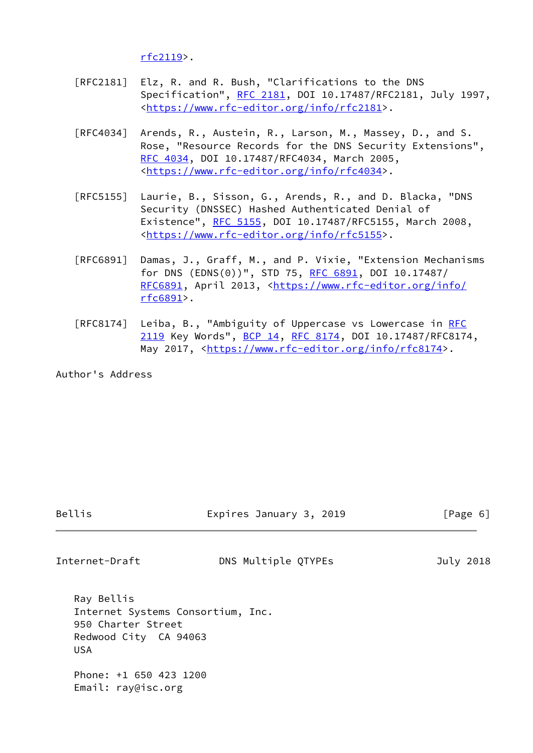rfc2119>.

[RFC2181] Elz, R. and R. Bush, "Clarifications to the DNS Specification", RFC 2181, DOI 10.17487/RFC2181, July 1997, <https://www.rfc-editor.org/info/rfc2181>.

[RFC4034] Arends, R., Austein, R., Larson, M., Massey, D., and S. Rose, "Resource Records for the DNS Security Extensions", RFC 4034, DOI 10.17487/RFC4034, March 2005, <https://www.rfc-editor.org/info/rfc4034>.

[RFC5155] Laurie, B., Sisson, G., Arends, R., and D. Blacka, "DNS Security (DNSSEC) Hashed Authenticated Denial of Existence", RFC 5155, DOI 10.17487/RFC5155, March 2008, <https://www.rfc-editor.org/info/rfc5155>.

[RFC6891] Damas, J., Graff, M., and P. Vixie, "Extension Mechanisms for DNS (EDNS(0))", STD 75, RFC 6891, DOI 10.17487/RFC6891, April 2013, <https://www.rfc-editor.org/info/rfc6891>.

[RFC8174] Leiba, B., "Ambiguity of Uppercase vs Lowercase in RFC 2119 Key Words", BCP 14, RFC 8174, DOI 10.17487/RFC8174, May 2017, <https://www.rfc-editor.org/info/rfc8174>.

## Author's Address

Ray Bellis
Internet Systems Consortium, Inc.
950 Charter Street
Redwood City CA 94063
USA

Phone: +1 650 423 1200
Email: ray@isc.org